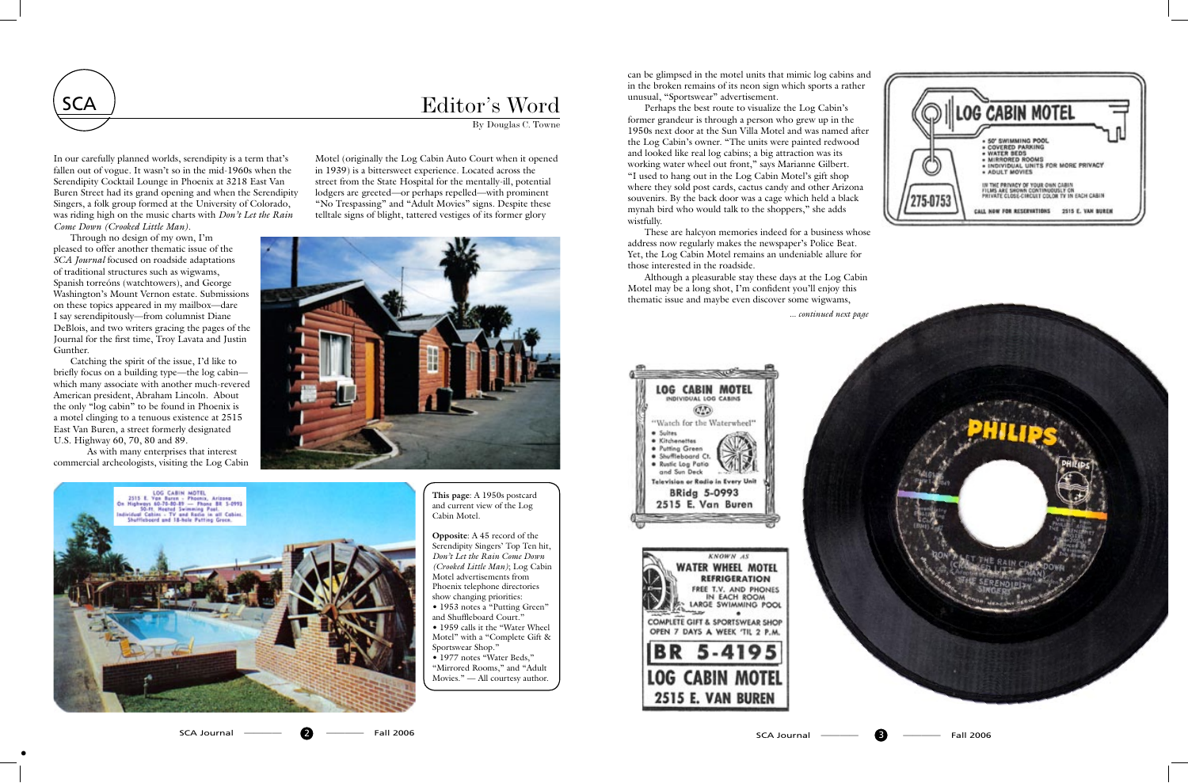# Editor's Word

By Douglas C. Towne

In our carefully planned worlds, serendipity is a term that's fallen out of vogue. It wasn't so in the mid-1960s when the Serendipity Cocktail Lounge in Phoenix at 3218 East Van Buren Street had its grand opening and when the Serendipity Singers, a folk group formed at the University of Colorado, was riding high on the music charts with *Don't Let the Rain Come Down (Crooked Little Man)*.

Through no design of my own, I'm pleased to offer another thematic issue of the *SCA Journal* focused on roadside adaptations of traditional structures such as wigwams, Spanish torreóns (watchtowers), and George Washington's Mount Vernon estate. Submissions on these topics appeared in my mailbox—dare I say serendipitously—from columnist Diane DeBlois, and two writers gracing the pages of the Journal for the first time, Troy Lavata and Justin Gunther.

Catching the spirit of the issue, I'd like to briefly focus on a building type—the log cabin—which many associate with another much-revered American president, Abraham Lincoln. About the only "log cabin" to be found in Phoenix is a motel clinging to a tenuous existence at 2515 East Van Buren, a street formerly designated U.S. Highway 60, 70, 80 and 89.

As with many enterprises that interest commercial archeologists, visiting the Log Cabin Motel (originally the Log Cabin Auto Court when it opened in 1939) is a bittersweet experience. Located across the street from the State Hospital for the mentally-ill, potential lodgers are greeted—or perhaps repelled—with prominent "No Trespassing" and "Adult Movies" signs. Despite these telltale signs of blight, tattered vestiges of its former glory can be glimpsed in the motel units that mimic log cabins and in the broken remains of its neon sign which sports a rather unusual, "Sportswear" advertisement.

Perhaps the best route to visualize the Log Cabin's former grandeur is through a person who grew up in the 1950s next door at the Sun Villa Motel and was named after the Log Cabin's owner. "The units were painted redwood and looked like real log cabins; a big attraction was its working water wheel out front," says Marianne Gilbert. "I used to hang out in the Log Cabin Motel's gift shop where they sold post cards, cactus candy and other Arizona souvenirs. By the back door was a cage which held a black mynah bird who would talk to the shoppers," she adds wistfully.

These are halcyon memories indeed for a business whose address now regularly makes the newspaper's Police Beat. Yet, the Log Cabin Motel remains an undeniable allure for those interested in the roadside.

Although a pleasurable stay these days at the Log Cabin Motel may be a long shot, I'm confident you'll enjoy this thematic issue and maybe even discover some wigwams,

*... continued next page*

**This page**: A 1950s postcard and current view of the Log Cabin Motel.

**Opposite**: A 45 record of the Serendipity Singers' Top Ten hit, *Don't Let the Rain Come Down (Crooked Little Man)*; Log Cabin Motel advertisements from Phoenix telephone directories show changing priorities:
- 1953 notes a "Putting Green" and Shuffleboard Court."
- 1959 calls it the "Water Wheel Motel" with a "Complete Gift & Sportswear Shop."
- 1977 notes "Water Beds," "Mirrored Rooms," and "Adult Movies." — All courtesy author.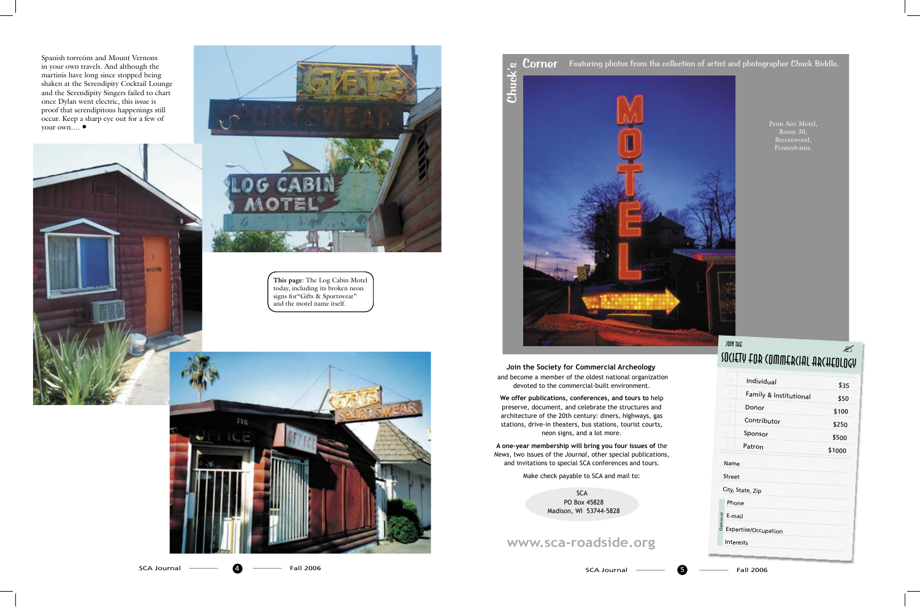Spanish torreóns and Mount Vernons in your own travels. And although the martinis have long since stopped being shaken at the Serendipity Cocktail Lounge and the Serendipity Singers failed to chart once Dylan went electric, this issue is proof that serendipitous happenings still occur. Keep a sharp eye out for a few of your own…. •

**This page**: The Log Cabin Motel today, including its broken neon signs for "Gifts & Sportswear" and the motel name itself.

## Chuck's Corner

Featuring photos from the collection of artist and photographer Chuck Biddle.

Penn Aire Motel, Route 30, Breezewood, Pennsylvania.

**Join the Society for Commercial Archeology**
and become a member of the oldest national organization devoted to the commercial-built environment.

**We offer publications, conferences, and tours to** help preserve, document, and celebrate the structures and architecture of the 20th century: diners, highways, gas stations, drive-in theaters, bus stations, tourist courts, neon signs, and a lot more.

**A one-year membership will bring you four issues of** the *News*, two issues of the *Journal*, other special publications, and invitations to special SCA conferences and tours.

Make check payable to SCA and mail to:

SCA
PO Box 45828
Madison, WI 53744-5828

**www.sca-roadside.org**

JOIN THE
## SOCIETY FOR COMMERCIAL ARCHEOLOGY

| | |
|---|---|
| Individual | $35 |
| Family & Institutional | $50 |
| Donor | $100 |
| Contributor | $250 |
| Sponsor | $500 |
| Patron | $1000 |

Name

Street

City, State, Zip

Phone

E-mail

Expertise/Occupation

Interests

Optional